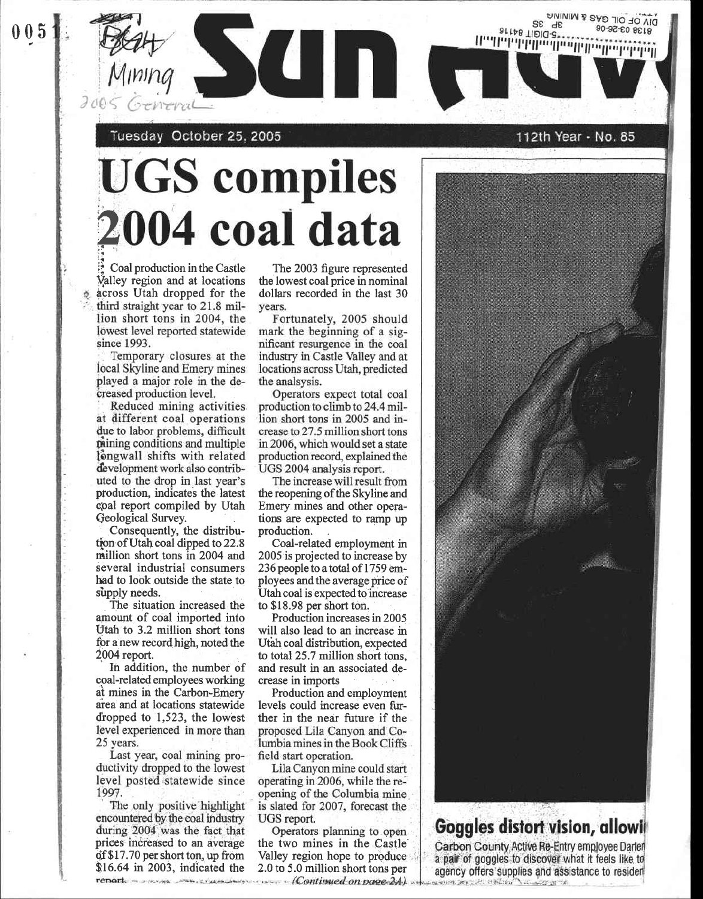Tuesday October 25, 2005

112th Year - No. 85

# UGS compiles 2004 coal data

Coal production in the Castle Valley region and at locations across Utah dropped for the third straight year to 21.8 million short tons in 2004, the lowest level reported statewide since 1993.

Temporary closures at the local Skyline and Emery mines played a major role in the decreased production level.

Reduced mining activities at different coal operations due to labor problems, difficult mining conditions and multiple longwall shifts with related development work also contributed to the drop in last year's production, indicates the latest coal report compiled by Utah Geological Survey.

Consequently, the distribution of Utah coal dipped to 22.8 million short tons in 2004 and several industrial consumers had to look outside the state to supply needs.

The situation increased the amount of coal imported into Utah to 3.2 million short tons for a new record high, noted the 2004 report.

In addition, the number of coal-related employees working at mines in the Carbon-Emery area and at locations statewide dropped to 1,523, the lowest level experienced in more than 25 years.

Last year, coal mining productivity dropped to the lowest level posted statewide since 1997.

The only positive highlight encountered by the coal industry during 2004 was the fact that prices increased to an average of $17.70 per short ton, up from $16.64 in 2003, indicated the report.

The 2003 figure represented the lowest coal price in nominal dollars recorded in the last 30 years.

Fortunately, 2005 should mark the beginning of a significant resurgence in the coal industry in Castle Valley and at locations across Utah, predicted the analsysis.

Operators expect total coal production to climb to 24.4 million short tons in 2005 and increase to 27.5 million short tons in 2006, which would set a state production record, explained the UGS 2004 analysis report.

The increase will result from the reopening of the Skyline and Emery mines and other operations are expected to ramp up production.

Coal-related employment in 2005 is projected to increase by 236 people to a total of 1759 employees and the average price of Utah coal is expected to increase to $18.98 per short ton.

Production increases in 2005 will also lead to an increase in Utah coal distribution, expected to total 25.7 million short tons, and result in an associated decrease in imports

Production and employment levels could increase even further in the near future if the proposed Lila Canyon and Columbia mines in the Book Cliffs field start operation.

Lila Canyon mine could start operating in 2006, while the reopening of the Columbia mine is slated for 2007, forecast the UGS report.

Operators planning to open the two mines in the Castle Valley region hope to produce 2.0 to 5.0 million short tons per

*(Continued on page 2A)*

## Goggles distort vision, allowi

Carbon County Active Re-Entry employee Darlen a pair of goggles to discover what it feels like to agency offers supplies and assistance to residen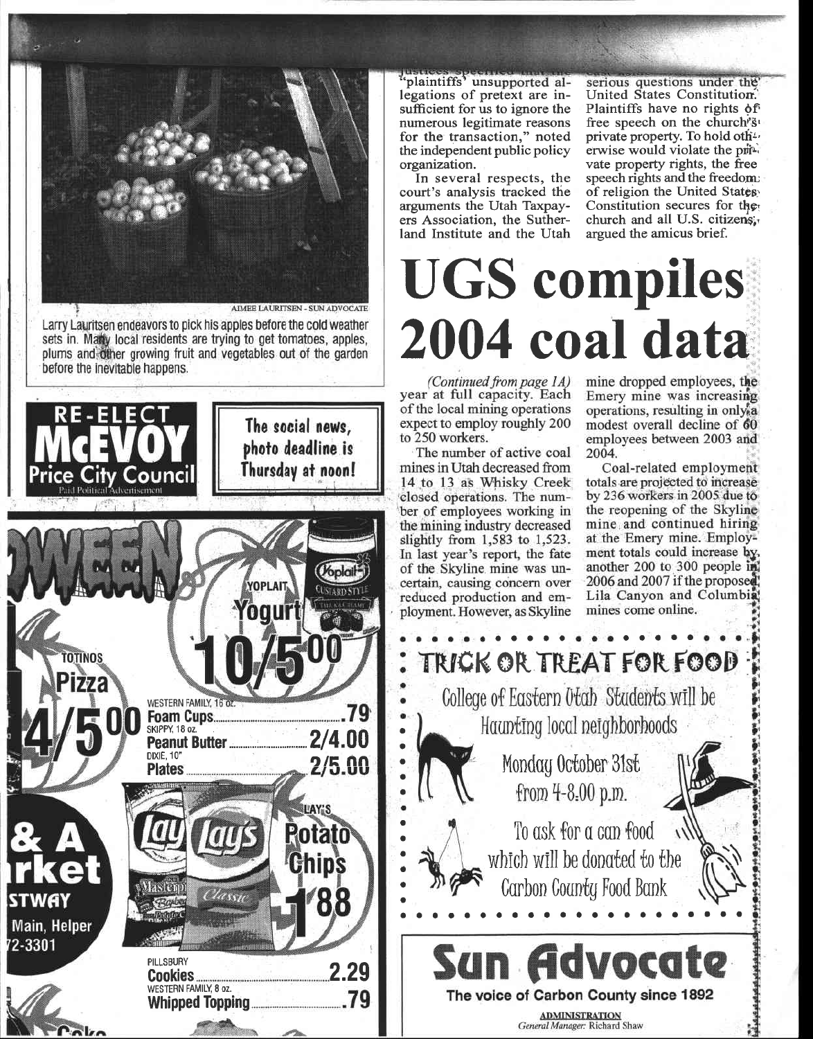"plaintiffs' unsupported allegations of pretext are insufficient for us to ignore the numerous legitimate reasons for the transaction," noted the independent public policy organization.

In several respects, the court's analysis tracked the arguments the Utah Taxpayers Association, the Sutherland Institute and the Utah

serious questions under the United States Constitution. Plaintiffs have no rights of free speech on the church's private property. To hold otherwise would violate the private property rights, the free speech rights and the freedom of religion the United States Constitution secures for the church and all U.S. citizens," argued the amicus brief.

AIMEE LAURITSEN - SUN ADVOCATE

Larry Lauritsen endeavors to pick his apples before the cold weather sets in. Many local residents are trying to get tomatoes, apples, plums and other growing fruit and vegetables out of the garden before the inevitable happens.

# UGS compiles 2004 coal data

*(Continued from page 1A)* year at full capacity. Each of the local mining operations expect to employ roughly 200 to 250 workers.

The number of active coal mines in Utah decreased from 14 to 13 as Whisky Creek closed operations. The number of employees working in the mining industry decreased slightly from 1,583 to 1,523. In last year's report, the fate of the Skyline mine was uncertain, causing concern over reduced production and employment. However, as Skyline mine dropped employees, the Emery mine was increasing operations, resulting in only a modest overall decline of 60 employees between 2003 and 2004.

Coal-related employment totals are projected to increase by 236 workers in 2005 due to the reopening of the Skyline mine and continued hiring at the Emery mine. Employment totals could increase by another 200 to 300 people in 2006 and 2007 if the proposed Lila Canyon and Columbia mines come online.

RE-ELECT **McEVOY** Price City Council

Paid Political Advertisement

**The social news, photo deadline is Thursday at noon!**

WEEN

YOPLAIT Yogurt 10/5.00

TOTINOS Pizza 4/5.00

WESTERN FAMILY, 16 oz. Foam Cups .79
SKIPPY, 18 oz. Peanut Butter 2/4.00
DIXIE, 10" Plates 2/5.00

LAY'S Potato Chips 1.88

PILLSBURY Cookies 2.29
WESTERN FAMILY, 8 oz. Whipped Topping .79

& A rket STWAY Main, Helper 72-3301

## TRICK OR TREAT FOR FOOD

College of Eastern Utah Students will be Haunting local neighborhoods

Monday October 31st from 4-8:00 p.m.

To ask for a can food which will be donated to the Carbon County Food Bank

# Sun Advocate

**The voice of Carbon County since 1892**

ADMINISTRATION

*General Manager:* Richard Shaw